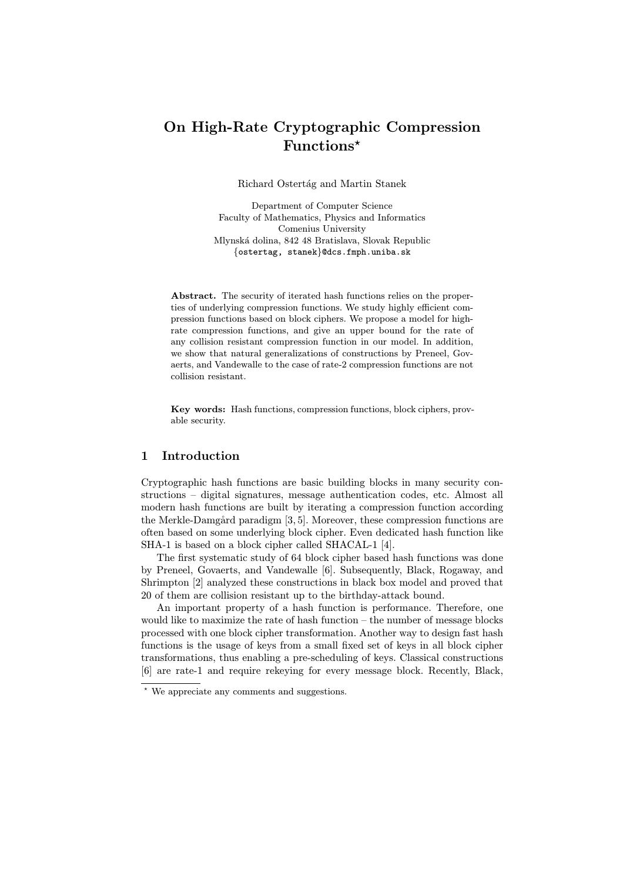# On High-Rate Cryptographic Compression Functions*

Richard Ostertág and Martin Stanek

Department of Computer Science
Faculty of Mathematics, Physics and Informatics
Comenius University
Mlynská dolina, 842 48 Bratislava, Slovak Republic
{ostertag, stanek}@dcs.fmph.uniba.sk

**Abstract.** The security of iterated hash functions relies on the properties of underlying compression functions. We study highly efficient compression functions based on block ciphers. We propose a model for high-rate compression functions, and give an upper bound for the rate of any collision resistant compression function in our model. In addition, we show that natural generalizations of constructions by Preneel, Govaerts, and Vandewalle to the case of rate-2 compression functions are not collision resistant.

**Key words:** Hash functions, compression functions, block ciphers, provable security.

## 1 Introduction

Cryptographic hash functions are basic building blocks in many security constructions – digital signatures, message authentication codes, etc. Almost all modern hash functions are built by iterating a compression function according the Merkle-Damgård paradigm [3, 5]. Moreover, these compression functions are often based on some underlying block cipher. Even dedicated hash function like SHA-1 is based on a block cipher called SHACAL-1 [4].

The first systematic study of 64 block cipher based hash functions was done by Preneel, Govaerts, and Vandewalle [6]. Subsequently, Black, Rogaway, and Shrimpton [2] analyzed these constructions in black box model and proved that 20 of them are collision resistant up to the birthday-attack bound.

An important property of a hash function is performance. Therefore, one would like to maximize the rate of hash function – the number of message blocks processed with one block cipher transformation. Another way to design fast hash functions is the usage of keys from a small fixed set of keys in all block cipher transformations, thus enabling a pre-scheduling of keys. Classical constructions [6] are rate-1 and require rekeying for every message block. Recently, Black,

* We appreciate any comments and suggestions.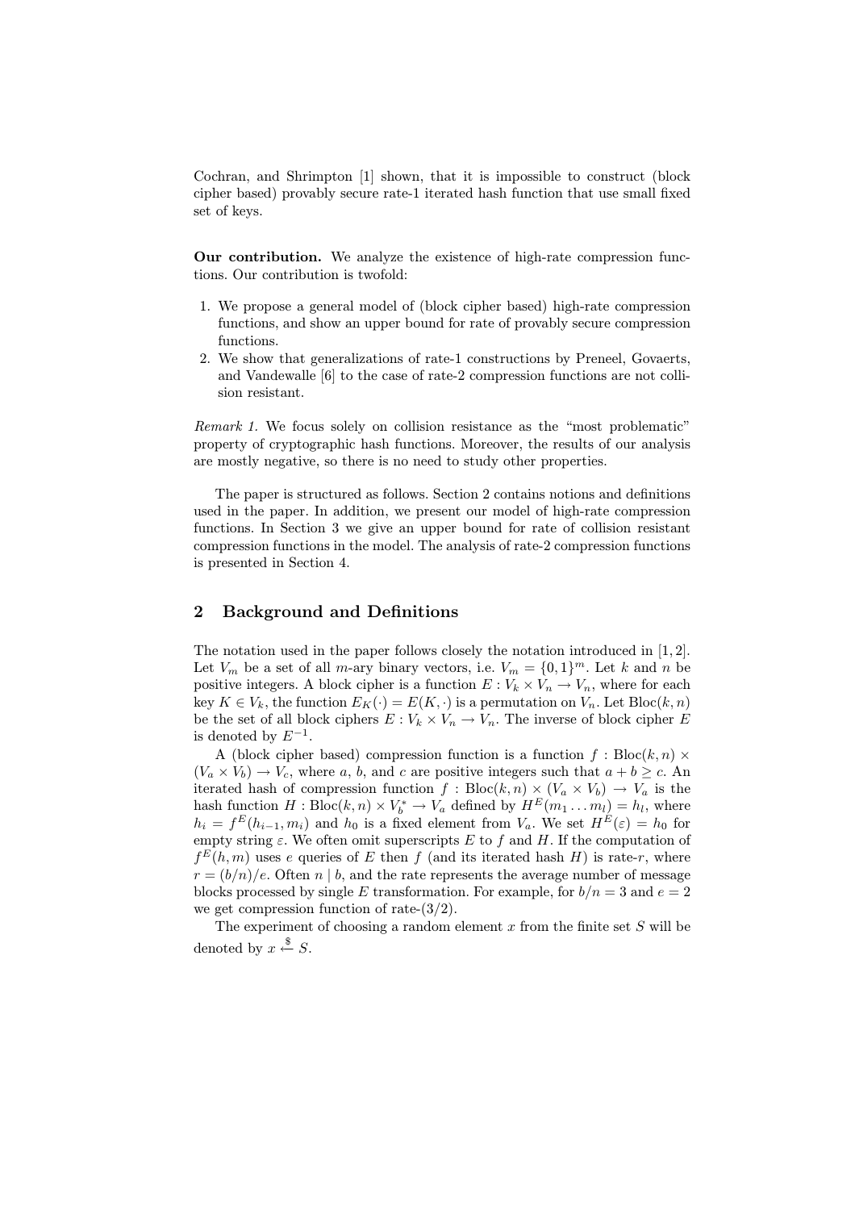Cochran, and Shrimpton [1] shown, that it is impossible to construct (block cipher based) provably secure rate-1 iterated hash function that use small fixed set of keys.

**Our contribution.** We analyze the existence of high-rate compression functions. Our contribution is twofold:

1. We propose a general model of (block cipher based) high-rate compression functions, and show an upper bound for rate of provably secure compression functions.
2. We show that generalizations of rate-1 constructions by Preneel, Govaerts, and Vandewalle [6] to the case of rate-2 compression functions are not collision resistant.

*Remark 1.* We focus solely on collision resistance as the "most problematic" property of cryptographic hash functions. Moreover, the results of our analysis are mostly negative, so there is no need to study other properties.

The paper is structured as follows. Section 2 contains notions and definitions used in the paper. In addition, we present our model of high-rate compression functions. In Section 3 we give an upper bound for rate of collision resistant compression functions in the model. The analysis of rate-2 compression functions is presented in Section 4.

## 2 Background and Definitions

The notation used in the paper follows closely the notation introduced in [1, 2]. Let $V_m$ be a set of all $m$-ary binary vectors, i.e. $V_m = \{0,1\}^m$. Let $k$ and $n$ be positive integers. A block cipher is a function $E : V_k \times V_n \to V_n$, where for each key $K \in V_k$, the function $E_K(\cdot) = E(K, \cdot)$ is a permutation on $V_n$. Let $\mathrm{Bloc}(k, n)$ be the set of all block ciphers $E : V_k \times V_n \to V_n$. The inverse of block cipher $E$ is denoted by $E^{-1}$.

A (block cipher based) compression function is a function $f : \mathrm{Bloc}(k, n) \times (V_a \times V_b) \to V_c$, where $a$, $b$, and $c$ are positive integers such that $a + b \geq c$. An iterated hash of compression function $f : \mathrm{Bloc}(k, n) \times (V_a \times V_b) \to V_a$ is the hash function $H : \mathrm{Bloc}(k, n) \times V_b^* \to V_a$ defined by $H^E(m_1 \ldots m_l) = h_l$, where $h_i = f^E(h_{i-1}, m_i)$ and $h_0$ is a fixed element from $V_a$. We set $H^E(\varepsilon) = h_0$ for empty string $\varepsilon$. We often omit superscripts $E$ to $f$ and $H$. If the computation of $f^E(h, m)$ uses $e$ queries of $E$ then $f$ (and its iterated hash $H$) is rate-$r$, where $r = (b/n)/e$. Often $n \mid b$, and the rate represents the average number of message blocks processed by single $E$ transformation. For example, for $b/n = 3$ and $e = 2$ we get compression function of rate-$(3/2)$.

The experiment of choosing a random element $x$ from the finite set $S$ will be denoted by $x \xleftarrow{\$} S$.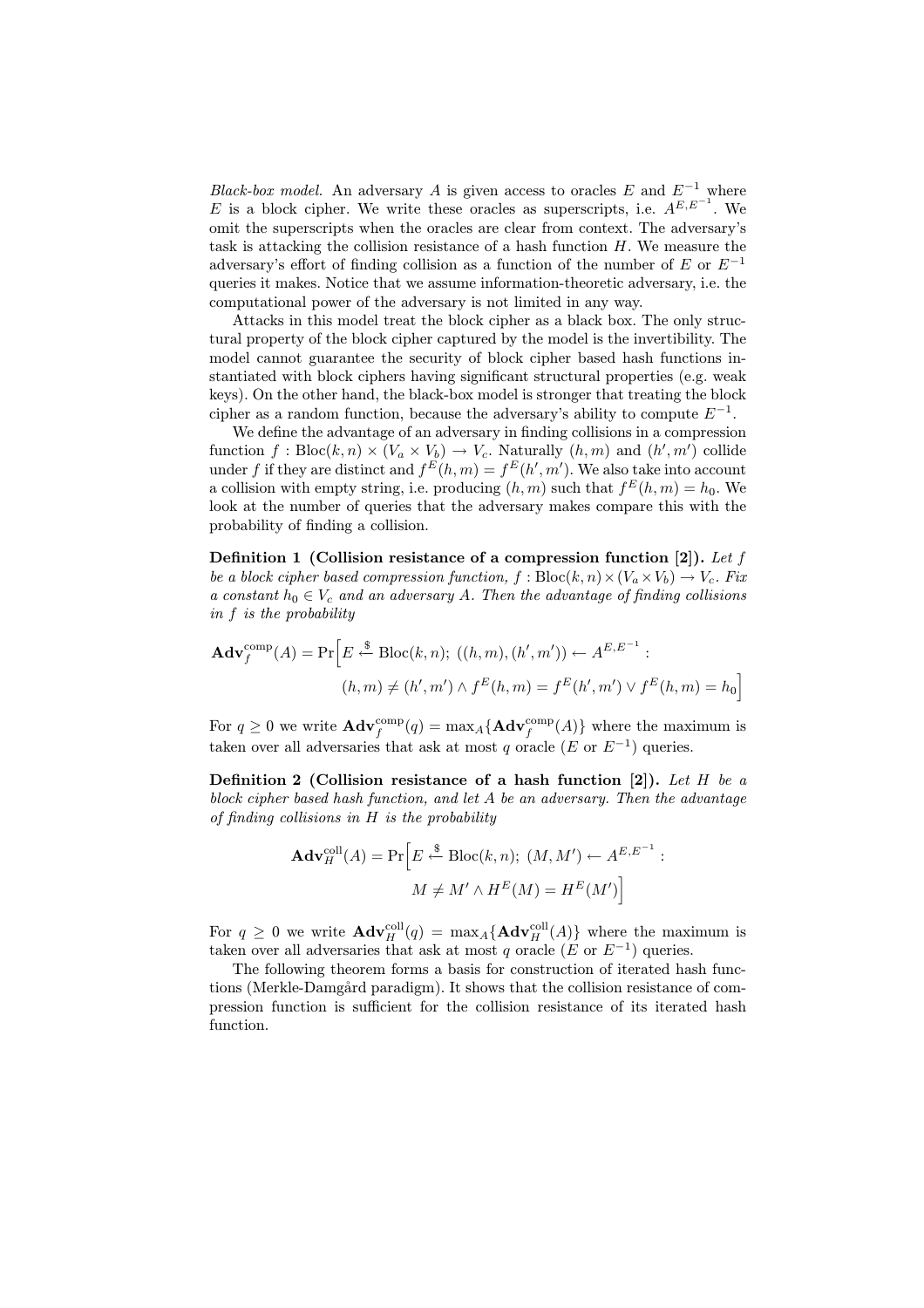*Black-box model.* An adversary $A$ is given access to oracles $E$ and $E^{-1}$ where $E$ is a block cipher. We write these oracles as superscripts, i.e. $A^{E,E^{-1}}$. We omit the superscripts when the oracles are clear from context. The adversary's task is attacking the collision resistance of a hash function $H$. We measure the adversary's effort of finding collision as a function of the number of $E$ or $E^{-1}$ queries it makes. Notice that we assume information-theoretic adversary, i.e. the computational power of the adversary is not limited in any way.

Attacks in this model treat the block cipher as a black box. The only structural property of the block cipher captured by the model is the invertibility. The model cannot guarantee the security of block cipher based hash functions instantiated with block ciphers having significant structural properties (e.g. weak keys). On the other hand, the black-box model is stronger that treating the block cipher as a random function, because the adversary's ability to compute $E^{-1}$.

We define the advantage of an adversary in finding collisions in a compression function $f : \mathrm{Bloc}(k,n) \times (V_a \times V_b) \to V_c$. Naturally $(h,m)$ and $(h',m')$ collide under $f$ if they are distinct and $f^E(h,m) = f^E(h',m')$. We also take into account a collision with empty string, i.e. producing $(h,m)$ such that $f^E(h,m) = h_0$. We look at the number of queries that the adversary makes compare this with the probability of finding a collision.

**Definition 1 (Collision resistance of a compression function [2]).** *Let $f$ be a block cipher based compression function, $f : \mathrm{Bloc}(k,n) \times (V_a \times V_b) \to V_c$. Fix a constant $h_0 \in V_c$ and an adversary $A$. Then the advantage of finding collisions in $f$ is the probability*

$$\mathbf{Adv}_f^{\mathrm{comp}}(A) = \Pr\Big[E \xleftarrow{\$} \mathrm{Bloc}(k,n);\ ((h,m),(h',m')) \leftarrow A^{E,E^{-1}} : \\ (h,m) \neq (h',m') \wedge f^E(h,m) = f^E(h',m') \vee f^E(h,m) = h_0\Big]$$

For $q \geq 0$ we write $\mathbf{Adv}_f^{\mathrm{comp}}(q) = \max_A\{\mathbf{Adv}_f^{\mathrm{comp}}(A)\}$ where the maximum is taken over all adversaries that ask at most $q$ oracle ($E$ or $E^{-1}$) queries.

**Definition 2 (Collision resistance of a hash function [2]).** *Let $H$ be a block cipher based hash function, and let $A$ be an adversary. Then the advantage of finding collisions in $H$ is the probability*

$$\mathbf{Adv}_H^{\mathrm{coll}}(A) = \Pr\Big[E \xleftarrow{\$} \mathrm{Bloc}(k,n);\ (M,M') \leftarrow A^{E,E^{-1}} : \\ M \neq M' \wedge H^E(M) = H^E(M')\Big]$$

For $q \geq 0$ we write $\mathbf{Adv}_H^{\mathrm{coll}}(q) = \max_A\{\mathbf{Adv}_H^{\mathrm{coll}}(A)\}$ where the maximum is taken over all adversaries that ask at most $q$ oracle ($E$ or $E^{-1}$) queries.

The following theorem forms a basis for construction of iterated hash functions (Merkle-Damgård paradigm). It shows that the collision resistance of compression function is sufficient for the collision resistance of its iterated hash function.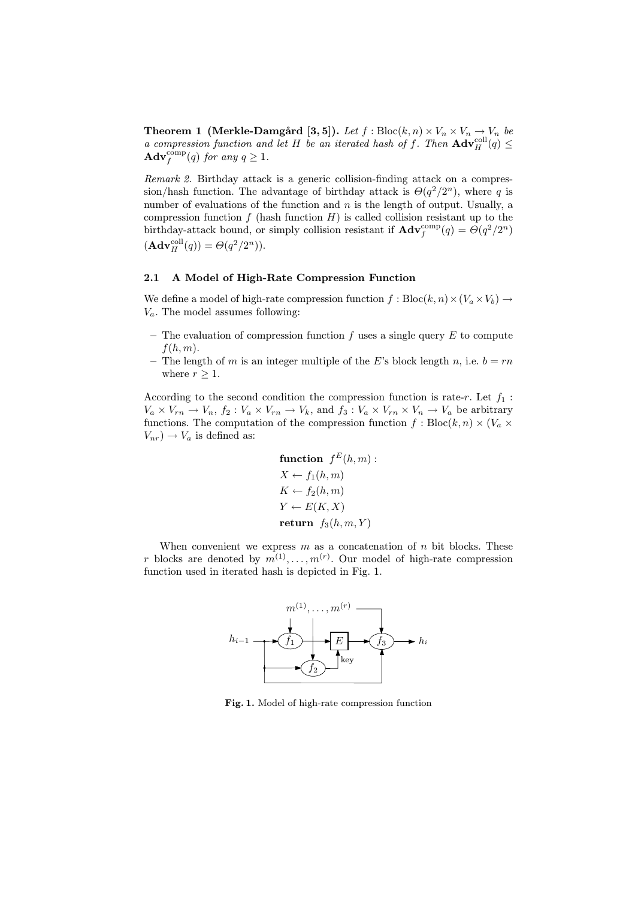**Theorem 1 (Merkle-Damgård [3, 5]).** *Let $f : \mathrm{Bloc}(k, n) \times V_n \times V_n \to V_n$ be a compression function and let $H$ be an iterated hash of $f$. Then $\mathbf{Adv}_H^{\mathrm{coll}}(q) \leq \mathbf{Adv}_f^{\mathrm{comp}}(q)$ for any $q \geq 1$.*

*Remark 2.* Birthday attack is a generic collision-finding attack on a compression/hash function. The advantage of birthday attack is $\Theta(q^2/2^n)$, where $q$ is number of evaluations of the function and $n$ is the length of output. Usually, a compression function $f$ (hash function $H$) is called collision resistant up to the birthday-attack bound, or simply collision resistant if $\mathbf{Adv}_f^{\mathrm{comp}}(q) = \Theta(q^2/2^n)$ ($\mathbf{Adv}_H^{\mathrm{coll}}(q)) = \Theta(q^2/2^n)$).

### 2.1 A Model of High-Rate Compression Function

We define a model of high-rate compression function $f : \mathrm{Bloc}(k, n) \times (V_a \times V_b) \to V_a$. The model assumes following:

- The evaluation of compression function $f$ uses a single query $E$ to compute $f(h, m)$.
- The length of $m$ is an integer multiple of the $E$'s block length $n$, i.e. $b = rn$ where $r \geq 1$.

According to the second condition the compression function is rate-$r$. Let $f_1 : V_a \times V_{rn} \to V_n$, $f_2 : V_a \times V_{rn} \to V_k$, and $f_3 : V_a \times V_{rn} \times V_n \to V_a$ be arbitrary functions. The computation of the compression function $f : \mathrm{Bloc}(k, n) \times (V_a \times V_{nr}) \to V_a$ is defined as:

$$
\begin{aligned}
&\textbf{function} \;\; f^E(h, m): \\
&X \leftarrow f_1(h, m) \\
&K \leftarrow f_2(h, m) \\
&Y \leftarrow E(K, X) \\
&\textbf{return} \;\; f_3(h, m, Y)
\end{aligned}
$$

When convenient we express $m$ as a concatenation of $n$ bit blocks. These $r$ blocks are denoted by $m^{(1)}, \ldots, m^{(r)}$. Our model of high-rate compression function used in iterated hash is depicted in Fig. 1.

**Fig. 1.** Model of high-rate compression function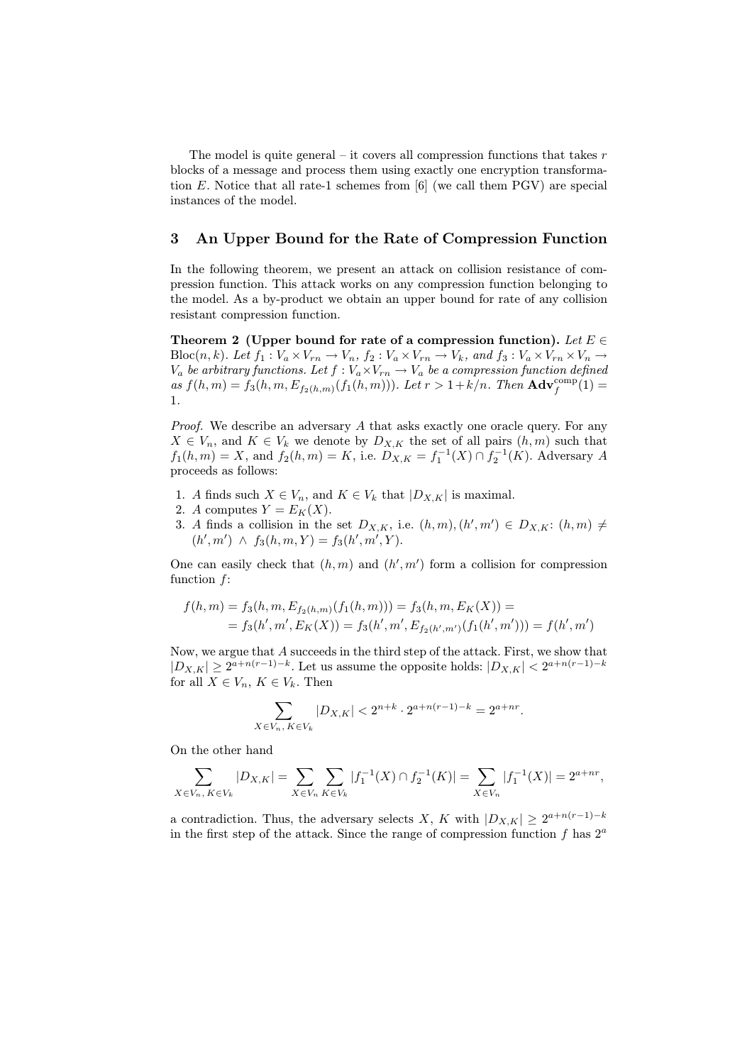The model is quite general – it covers all compression functions that takes $r$ blocks of a message and process them using exactly one encryption transformation $E$. Notice that all rate-1 schemes from [6] (we call them PGV) are special instances of the model.

## 3 An Upper Bound for the Rate of Compression Function

In the following theorem, we present an attack on collision resistance of compression function. This attack works on any compression function belonging to the model. As a by-product we obtain an upper bound for rate of any collision resistant compression function.

**Theorem 2 (Upper bound for rate of a compression function).** *Let $E \in \mathrm{Bloc}(n,k)$. Let $f_1 : V_a \times V_{rn} \to V_n$, $f_2 : V_a \times V_{rn} \to V_k$, and $f_3 : V_a \times V_{rn} \times V_n \to V_a$ be arbitrary functions. Let $f : V_a \times V_{rn} \to V_a$ be a compression function defined as $f(h,m) = f_3(h,m,E_{f_2(h,m)}(f_1(h,m)))$. Let $r > 1 + k/n$. Then $\mathbf{Adv}_f^{\mathrm{comp}}(1) = 1$.*

*Proof.* We describe an adversary $A$ that asks exactly one oracle query. For any $X \in V_n$, and $K \in V_k$ we denote by $D_{X,K}$ the set of all pairs $(h,m)$ such that $f_1(h,m) = X$, and $f_2(h,m) = K$, i.e. $D_{X,K} = f_1^{-1}(X) \cap f_2^{-1}(K)$. Adversary $A$ proceeds as follows:

1. $A$ finds such $X \in V_n$, and $K \in V_k$ that $|D_{X,K}|$ is maximal.
2. $A$ computes $Y = E_K(X)$.
3. $A$ finds a collision in the set $D_{X,K}$, i.e. $(h,m),(h',m') \in D_{X,K}$: $(h,m) \neq (h',m') \wedge f_3(h,m,Y) = f_3(h',m',Y)$.

One can easily check that $(h,m)$ and $(h',m')$ form a collision for compression function $f$:

$$
\begin{aligned}
f(h,m) = f_3(h,m,E_{f_2(h,m)}(f_1(h,m))) = f_3(h,m,E_K(X)) = \\
= f_3(h',m',E_K(X)) = f_3(h',m',E_{f_2(h',m')}(f_1(h',m'))) = f(h',m')
\end{aligned}
$$

Now, we argue that $A$ succeeds in the third step of the attack. First, we show that $|D_{X,K}| \geq 2^{a+n(r-1)-k}$. Let us assume the opposite holds: $|D_{X,K}| < 2^{a+n(r-1)-k}$ for all $X \in V_n$, $K \in V_k$. Then

$$
\sum_{X \in V_n,\, K \in V_k} |D_{X,K}| < 2^{n+k} \cdot 2^{a+n(r-1)-k} = 2^{a+nr}.
$$

On the other hand

$$
\sum_{X \in V_n,\, K \in V_k} |D_{X,K}| = \sum_{X \in V_n} \sum_{K \in V_k} |f_1^{-1}(X) \cap f_2^{-1}(K)| = \sum_{X \in V_n} |f_1^{-1}(X)| = 2^{a+nr},
$$

a contradiction. Thus, the adversary selects $X$, $K$ with $|D_{X,K}| \geq 2^{a+n(r-1)-k}$ in the first step of the attack. Since the range of compression function $f$ has $2^a$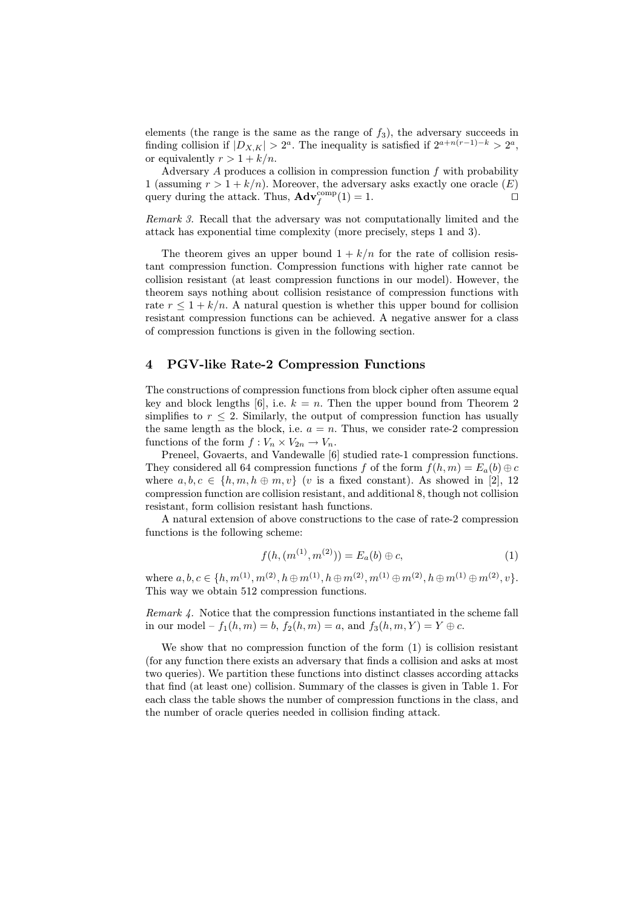elements (the range is the same as the range of $f_3$), the adversary succeeds in finding collision if $|D_{X,K}| > 2^a$. The inequality is satisfied if $2^{a+n(r-1)-k} > 2^a$, or equivalently $r > 1 + k/n$.

Adversary $A$ produces a collision in compression function $f$ with probability 1 (assuming $r > 1 + k/n$). Moreover, the adversary asks exactly one oracle ($E$) query during the attack. Thus, $\mathbf{Adv}_f^{\mathrm{comp}}(1) = 1$. ◻

*Remark 3.* Recall that the adversary was not computationally limited and the attack has exponential time complexity (more precisely, steps 1 and 3).

The theorem gives an upper bound $1 + k/n$ for the rate of collision resistant compression function. Compression functions with higher rate cannot be collision resistant (at least compression functions in our model). However, the theorem says nothing about collision resistance of compression functions with rate $r \leq 1 + k/n$. A natural question is whether this upper bound for collision resistant compression functions can be achieved. A negative answer for a class of compression functions is given in the following section.

## 4 PGV-like Rate-2 Compression Functions

The constructions of compression functions from block cipher often assume equal key and block lengths [6], i.e. $k = n$. Then the upper bound from Theorem 2 simplifies to $r \leq 2$. Similarly, the output of compression function has usually the same length as the block, i.e. $a = n$. Thus, we consider rate-2 compression functions of the form $f : V_n \times V_{2n} \to V_n$.

Preneel, Govaerts, and Vandewalle [6] studied rate-1 compression functions. They considered all 64 compression functions $f$ of the form $f(h, m) = E_a(b) \oplus c$ where $a, b, c \in \{h, m, h \oplus m, v\}$ ($v$ is a fixed constant). As showed in [2], 12 compression function are collision resistant, and additional 8, though not collision resistant, form collision resistant hash functions.

A natural extension of above constructions to the case of rate-2 compression functions is the following scheme:

$$f(h, (m^{(1)}, m^{(2)})) = E_a(b) \oplus c, \tag{1}$$

where $a, b, c \in \{h, m^{(1)}, m^{(2)}, h \oplus m^{(1)}, h \oplus m^{(2)}, m^{(1)} \oplus m^{(2)}, h \oplus m^{(1)} \oplus m^{(2)}, v\}$. This way we obtain 512 compression functions.

*Remark 4.* Notice that the compression functions instantiated in the scheme fall in our model – $f_1(h, m) = b$, $f_2(h, m) = a$, and $f_3(h, m, Y) = Y \oplus c$.

We show that no compression function of the form (1) is collision resistant (for any function there exists an adversary that finds a collision and asks at most two queries). We partition these functions into distinct classes according attacks that find (at least one) collision. Summary of the classes is given in Table 1. For each class the table shows the number of compression functions in the class, and the number of oracle queries needed in collision finding attack.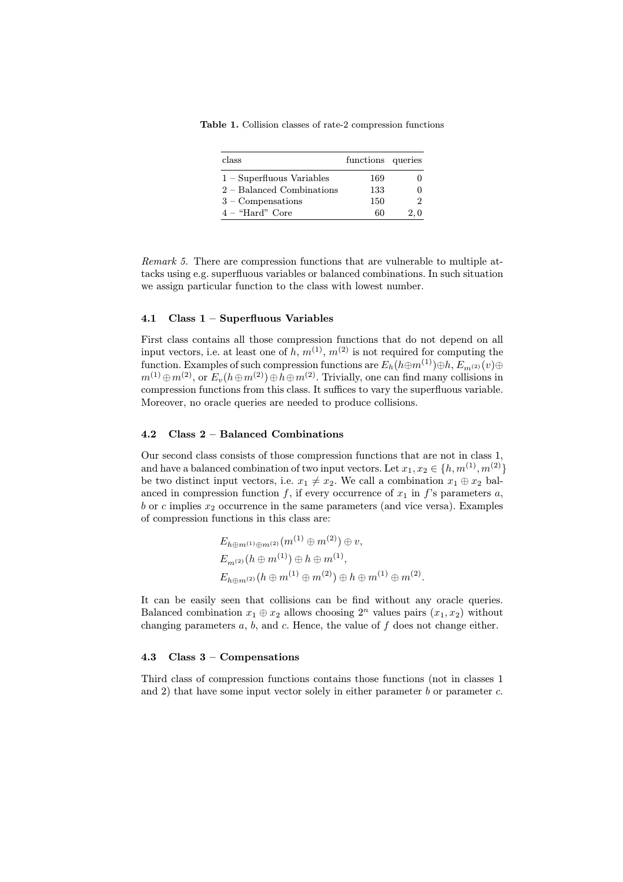**Table 1.** Collision classes of rate-2 compression functions

| class | functions | queries |
|---|---|---|
| 1 – Superfluous Variables | 169 | 0 |
| 2 – Balanced Combinations | 133 | 0 |
| 3 – Compensations | 150 | 2 |
| 4 – “Hard” Core | 60 | 2, 0 |

*Remark 5.* There are compression functions that are vulnerable to multiple attacks using e.g. superfluous variables or balanced combinations. In such situation we assign particular function to the class with lowest number.

### 4.1 Class 1 – Superfluous Variables

First class contains all those compression functions that do not depend on all input vectors, i.e. at least one of $h$, $m^{(1)}$, $m^{(2)}$ is not required for computing the function. Examples of such compression functions are $E_h(h \oplus m^{(1)}) \oplus h$, $E_{m^{(2)}}(v) \oplus m^{(1)} \oplus m^{(2)}$, or $E_v(h \oplus m^{(2)}) \oplus h \oplus m^{(2)}$. Trivially, one can find many collisions in compression functions from this class. It suffices to vary the superfluous variable. Moreover, no oracle queries are needed to produce collisions.

### 4.2 Class 2 – Balanced Combinations

Our second class consists of those compression functions that are not in class 1, and have a balanced combination of two input vectors. Let $x_1, x_2 \in \{h, m^{(1)}, m^{(2)}\}$ be two distinct input vectors, i.e. $x_1 \neq x_2$. We call a combination $x_1 \oplus x_2$ balanced in compression function $f$, if every occurrence of $x_1$ in $f$'s parameters $a$, $b$ or $c$ implies $x_2$ occurrence in the same parameters (and vice versa). Examples of compression functions in this class are:

$$E_{h \oplus m^{(1)} \oplus m^{(2)}}(m^{(1)} \oplus m^{(2)}) \oplus v,$$
$$E_{m^{(2)}}(h \oplus m^{(1)}) \oplus h \oplus m^{(1)},$$
$$E_{h \oplus m^{(2)}}(h \oplus m^{(1)} \oplus m^{(2)}) \oplus h \oplus m^{(1)} \oplus m^{(2)}.$$

It can be easily seen that collisions can be find without any oracle queries. Balanced combination $x_1 \oplus x_2$ allows choosing $2^n$ values pairs $(x_1, x_2)$ without changing parameters $a$, $b$, and $c$. Hence, the value of $f$ does not change either.

### 4.3 Class 3 – Compensations

Third class of compression functions contains those functions (not in classes 1 and 2) that have some input vector solely in either parameter $b$ or parameter $c$.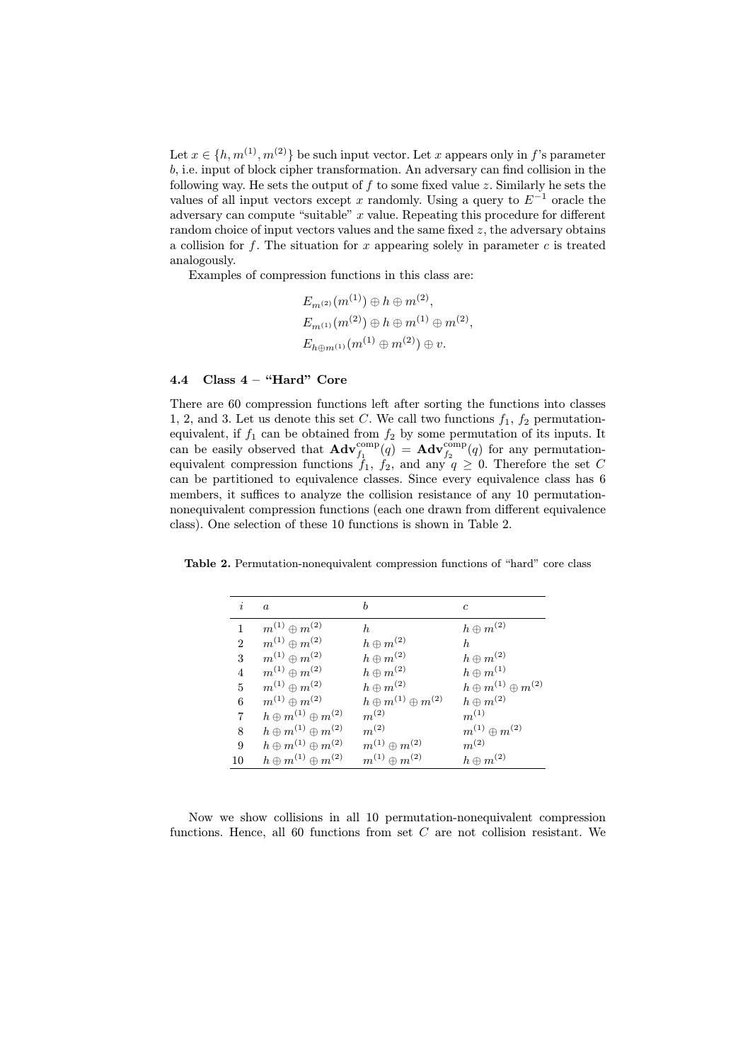Let $x \in \{h, m^{(1)}, m^{(2)}\}$ be such input vector. Let $x$ appears only in $f$'s parameter $b$, i.e. input of block cipher transformation. An adversary can find collision in the following way. He sets the output of $f$ to some fixed value $z$. Similarly he sets the values of all input vectors except $x$ randomly. Using a query to $E^{-1}$ oracle the adversary can compute "suitable" $x$ value. Repeating this procedure for different random choice of input vectors values and the same fixed $z$, the adversary obtains a collision for $f$. The situation for $x$ appearing solely in parameter $c$ is treated analogously.

Examples of compression functions in this class are:

$$E_{m^{(2)}}(m^{(1)}) \oplus h \oplus m^{(2)},$$
$$E_{m^{(1)}}(m^{(2)}) \oplus h \oplus m^{(1)} \oplus m^{(2)},$$
$$E_{h \oplus m^{(1)}}(m^{(1)} \oplus m^{(2)}) \oplus v.$$

### 4.4 Class 4 – "Hard" Core

There are 60 compression functions left after sorting the functions into classes 1, 2, and 3. Let us denote this set $C$. We call two functions $f_1$, $f_2$ permutation-equivalent, if $f_1$ can be obtained from $f_2$ by some permutation of its inputs. It can be easily observed that $\mathbf{Adv}^{\mathrm{comp}}_{f_1}(q) = \mathbf{Adv}^{\mathrm{comp}}_{f_2}(q)$ for any permutation-equivalent compression functions $f_1$, $f_2$, and any $q \geq 0$. Therefore the set $C$ can be partitioned to equivalence classes. Since every equivalence class has 6 members, it suffices to analyze the collision resistance of any 10 permutation-nonequivalent compression functions (each one drawn from different equivalence class). One selection of these 10 functions is shown in Table 2.

**Table 2.** Permutation-nonequivalent compression functions of "hard" core class

| $i$ | $a$ | $b$ | $c$ |
|---|---|---|---|
| 1 | $m^{(1)} \oplus m^{(2)}$ | $h$ | $h \oplus m^{(2)}$ |
| 2 | $m^{(1)} \oplus m^{(2)}$ | $h \oplus m^{(2)}$ | $h$ |
| 3 | $m^{(1)} \oplus m^{(2)}$ | $h \oplus m^{(2)}$ | $h \oplus m^{(2)}$ |
| 4 | $m^{(1)} \oplus m^{(2)}$ | $h \oplus m^{(2)}$ | $h \oplus m^{(1)}$ |
| 5 | $m^{(1)} \oplus m^{(2)}$ | $h \oplus m^{(2)}$ | $h \oplus m^{(1)} \oplus m^{(2)}$ |
| 6 | $m^{(1)} \oplus m^{(2)}$ | $h \oplus m^{(1)} \oplus m^{(2)}$ | $h \oplus m^{(2)}$ |
| 7 | $h \oplus m^{(1)} \oplus m^{(2)}$ | $m^{(2)}$ | $m^{(1)}$ |
| 8 | $h \oplus m^{(1)} \oplus m^{(2)}$ | $m^{(2)}$ | $m^{(1)} \oplus m^{(2)}$ |
| 9 | $h \oplus m^{(1)} \oplus m^{(2)}$ | $m^{(1)} \oplus m^{(2)}$ | $m^{(2)}$ |
| 10 | $h \oplus m^{(1)} \oplus m^{(2)}$ | $m^{(1)} \oplus m^{(2)}$ | $h \oplus m^{(2)}$ |

Now we show collisions in all 10 permutation-nonequivalent compression functions. Hence, all 60 functions from set $C$ are not collision resistant. We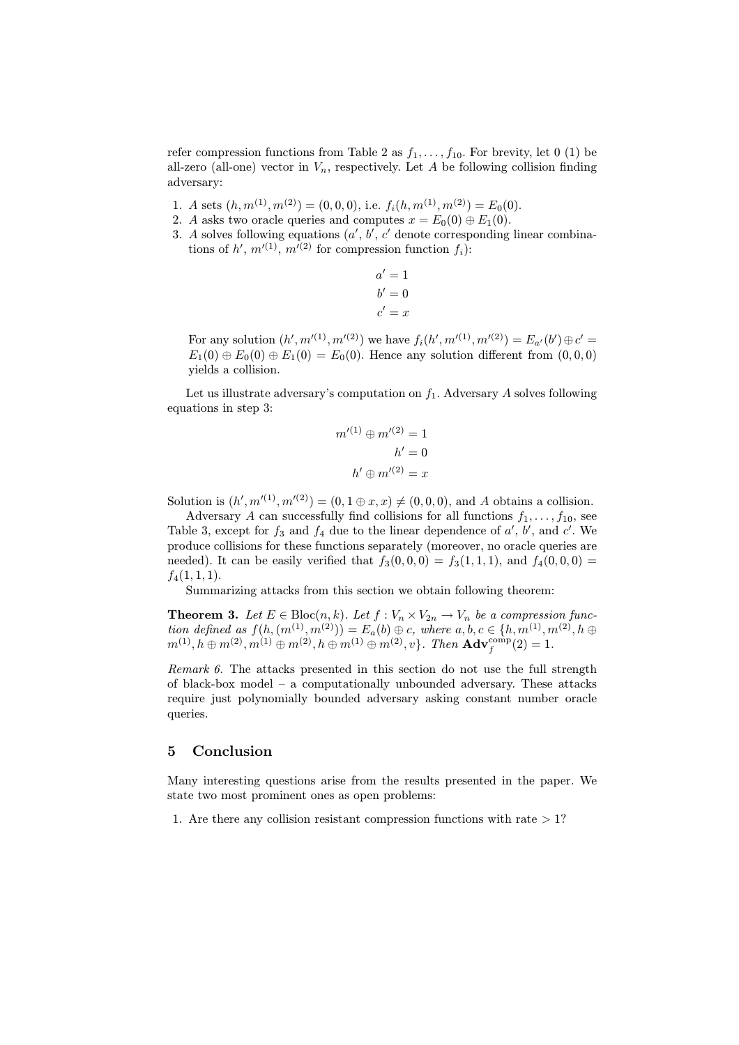refer compression functions from Table 2 as $f_1, \dots, f_{10}$. For brevity, let 0 (1) be all-zero (all-one) vector in $V_n$, respectively. Let $A$ be following collision finding adversary:

1. $A$ sets $(h, m^{(1)}, m^{(2)}) = (0, 0, 0)$, i.e. $f_i(h, m^{(1)}, m^{(2)}) = E_0(0)$.
2. $A$ asks two oracle queries and computes $x = E_0(0) \oplus E_1(0)$.
3. $A$ solves following equations ($a'$, $b'$, $c'$ denote corresponding linear combinations of $h'$, $m'^{(1)}$, $m'^{(2)}$ for compression function $f_i$):

$$a' = 1$$
$$b' = 0$$
$$c' = x$$

For any solution $(h', m'^{(1)}, m'^{(2)})$ we have $f_i(h', m'^{(1)}, m'^{(2)}) = E_{a'}(b') \oplus c' = E_1(0) \oplus E_0(0) \oplus E_1(0) = E_0(0)$. Hence any solution different from $(0, 0, 0)$ yields a collision.

Let us illustrate adversary's computation on $f_1$. Adversary $A$ solves following equations in step 3:

$$m'^{(1)} \oplus m'^{(2)} = 1$$
$$h' = 0$$
$$h' \oplus m'^{(2)} = x$$

Solution is $(h', m'^{(1)}, m'^{(2)}) = (0, 1 \oplus x, x) \neq (0, 0, 0)$, and $A$ obtains a collision.

Adversary $A$ can successfully find collisions for all functions $f_1, \dots, f_{10}$, see Table 3, except for $f_3$ and $f_4$ due to the linear dependence of $a'$, $b'$, and $c'$. We produce collisions for these functions separately (moreover, no oracle queries are needed). It can be easily verified that $f_3(0, 0, 0) = f_3(1, 1, 1)$, and $f_4(0, 0, 0) = f_4(1, 1, 1)$.

Summarizing attacks from this section we obtain following theorem:

**Theorem 3.** *Let $E \in \mathrm{Bloc}(n, k)$. Let $f : V_n \times V_{2n} \to V_n$ be a compression function defined as $f(h, (m^{(1)}, m^{(2)})) = E_a(b) \oplus c$, where $a, b, c \in \{h, m^{(1)}, m^{(2)}, h \oplus m^{(1)}, h \oplus m^{(2)}, m^{(1)} \oplus m^{(2)}, h \oplus m^{(1)} \oplus m^{(2)}, v\}$. Then $\mathbf{Adv}_f^{\mathrm{comp}}(2) = 1$.*

*Remark 6.* The attacks presented in this section do not use the full strength of black-box model – a computationally unbounded adversary. These attacks require just polynomially bounded adversary asking constant number oracle queries.

## 5 Conclusion

Many interesting questions arise from the results presented in the paper. We state two most prominent ones as open problems:

1. Are there any collision resistant compression functions with rate $> 1$?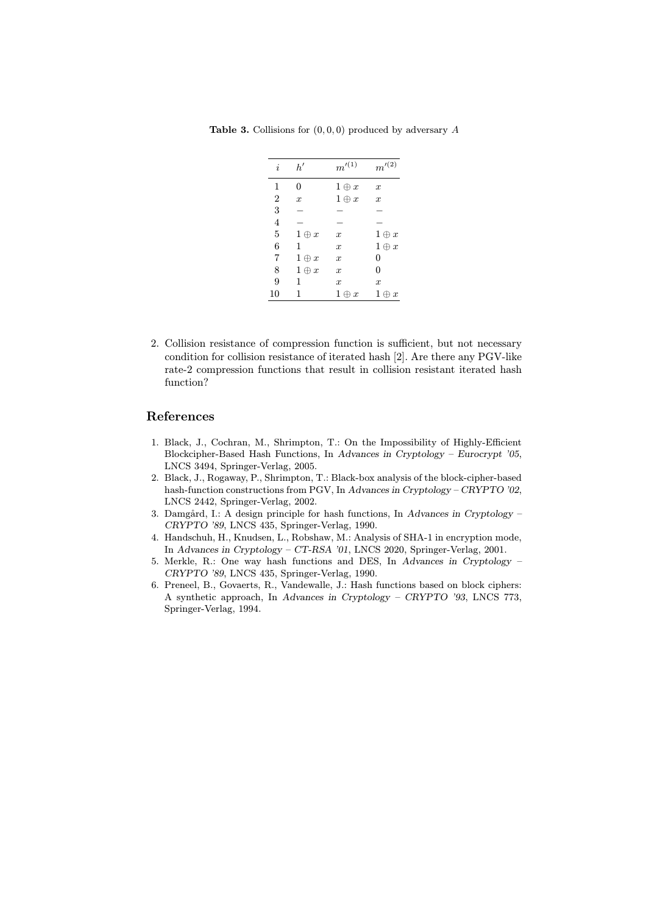**Table 3.** Collisions for $(0, 0, 0)$ produced by adversary $A$

| $i$ | $h'$ | $m'^{(1)}$ | $m'^{(2)}$ |
|---|---|---|---|
| 1 | $0$ | $1 \oplus x$ | $x$ |
| 2 | $x$ | $1 \oplus x$ | $x$ |
| 3 | – | – | – |
| 4 | – | – | – |
| 5 | $1 \oplus x$ | $x$ | $1 \oplus x$ |
| 6 | $1$ | $x$ | $1 \oplus x$ |
| 7 | $1 \oplus x$ | $x$ | $0$ |
| 8 | $1 \oplus x$ | $x$ | $0$ |
| 9 | $1$ | $x$ | $x$ |
| 10 | $1$ | $1 \oplus x$ | $1 \oplus x$ |

2. Collision resistance of compression function is sufficient, but not necessary condition for collision resistance of iterated hash [2]. Are there any PGV-like rate-2 compression functions that result in collision resistant iterated hash function?

## References

1. Black, J., Cochran, M., Shrimpton, T.: On the Impossibility of Highly-Efficient Blockcipher-Based Hash Functions, In *Advances in Cryptology – Eurocrypt '05*, LNCS 3494, Springer-Verlag, 2005.
2. Black, J., Rogaway, P., Shrimpton, T.: Black-box analysis of the block-cipher-based hash-function constructions from PGV, In *Advances in Cryptology – CRYPTO '02*, LNCS 2442, Springer-Verlag, 2002.
3. Damgård, I.: A design principle for hash functions, In *Advances in Cryptology – CRYPTO '89*, LNCS 435, Springer-Verlag, 1990.
4. Handschuh, H., Knudsen, L., Robshaw, M.: Analysis of SHA-1 in encryption mode, In *Advances in Cryptology – CT-RSA '01*, LNCS 2020, Springer-Verlag, 2001.
5. Merkle, R.: One way hash functions and DES, In *Advances in Cryptology – CRYPTO '89*, LNCS 435, Springer-Verlag, 1990.
6. Preneel, B., Govaerts, R., Vandewalle, J.: Hash functions based on block ciphers: A synthetic approach, In *Advances in Cryptology – CRYPTO '93*, LNCS 773, Springer-Verlag, 1994.